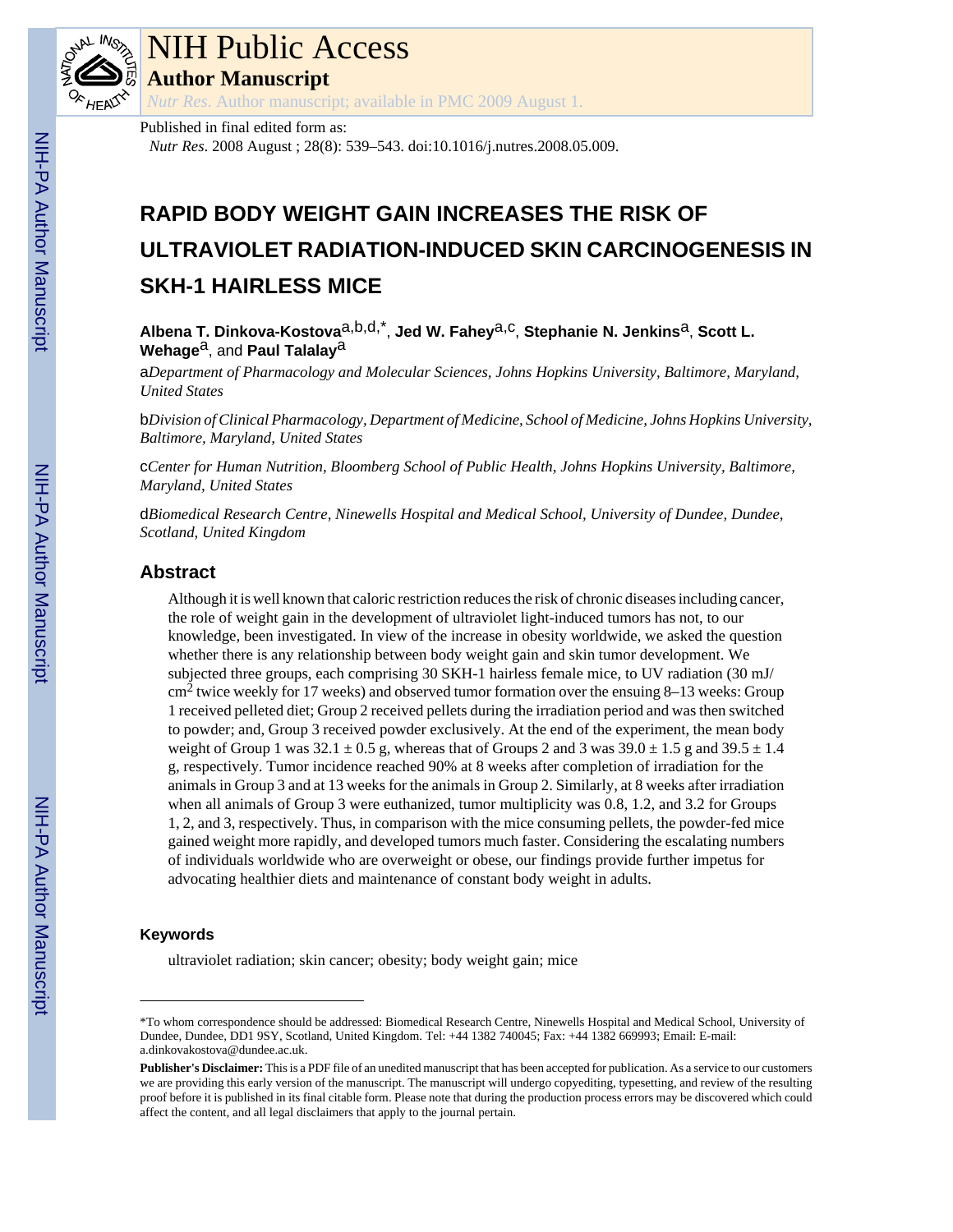# NIH Public Access

## Author Manuscript

*Nutr Res*. Author manuscript; available in PMC 2009 August 1.

Published in final edited form as:

*Nutr Res*. 2008 August ; 28(8): 539–543. doi:10.1016/j.nutres.2008.05.009.

# RAPID BODY WEIGHT GAIN INCREASES THE RISK OF ULTRAVIOLET RADIATION-INDUCED SKIN CARCINOGENESIS IN SKH-1 HAIRLESS MICE

**Albena T. Dinkova-Kostova**[a,b,d,*], **Jed W. Fahey**[a,c], **Stephanie N. Jenkins**[a], **Scott L. Wehage**[a], and **Paul Talalay**[a]

[a]*Department of Pharmacology and Molecular Sciences, Johns Hopkins University, Baltimore, Maryland, United States*

[b]*Division of Clinical Pharmacology, Department of Medicine, School of Medicine, Johns Hopkins University, Baltimore, Maryland, United States*

[c]*Center for Human Nutrition, Bloomberg School of Public Health, Johns Hopkins University, Baltimore, Maryland, United States*

[d]*Biomedical Research Centre, Ninewells Hospital and Medical School, University of Dundee, Dundee, Scotland, United Kingdom*

## Abstract

Although it is well known that caloric restriction reduces the risk of chronic diseases including cancer, the role of weight gain in the development of ultraviolet light-induced tumors has not, to our knowledge, been investigated. In view of the increase in obesity worldwide, we asked the question whether there is any relationship between body weight gain and skin tumor development. We subjected three groups, each comprising 30 SKH-1 hairless female mice, to UV radiation (30 mJ/$cm^2$ twice weekly for 17 weeks) and observed tumor formation over the ensuing 8–13 weeks: Group 1 received pelleted diet; Group 2 received pellets during the irradiation period and was then switched to powder; and, Group 3 received powder exclusively. At the end of the experiment, the mean body weight of Group 1 was $32.1 \pm 0.5$ g, whereas that of Groups 2 and 3 was $39.0 \pm 1.5$ g and $39.5 \pm 1.4$ g, respectively. Tumor incidence reached 90% at 8 weeks after completion of irradiation for the animals in Group 3 and at 13 weeks for the animals in Group 2. Similarly, at 8 weeks after irradiation when all animals of Group 3 were euthanized, tumor multiplicity was 0.8, 1.2, and 3.2 for Groups 1, 2, and 3, respectively. Thus, in comparison with the mice consuming pellets, the powder-fed mice gained weight more rapidly, and developed tumors much faster. Considering the escalating numbers of individuals worldwide who are overweight or obese, our findings provide further impetus for advocating healthier diets and maintenance of constant body weight in adults.

### Keywords

ultraviolet radiation; skin cancer; obesity; body weight gain; mice

---

*To whom correspondence should be addressed: Biomedical Research Centre, Ninewells Hospital and Medical School, University of Dundee, Dundee, DD1 9SY, Scotland, United Kingdom. Tel: +44 1382 740045; Fax: +44 1382 669993; Email: E-mail: a.dinkovakostova@dundee.ac.uk.

**Publisher's Disclaimer:** This is a PDF file of an unedited manuscript that has been accepted for publication. As a service to our customers we are providing this early version of the manuscript. The manuscript will undergo copyediting, typesetting, and review of the resulting proof before it is published in its final citable form. Please note that during the production process errors may be discovered which could affect the content, and all legal disclaimers that apply to the journal pertain.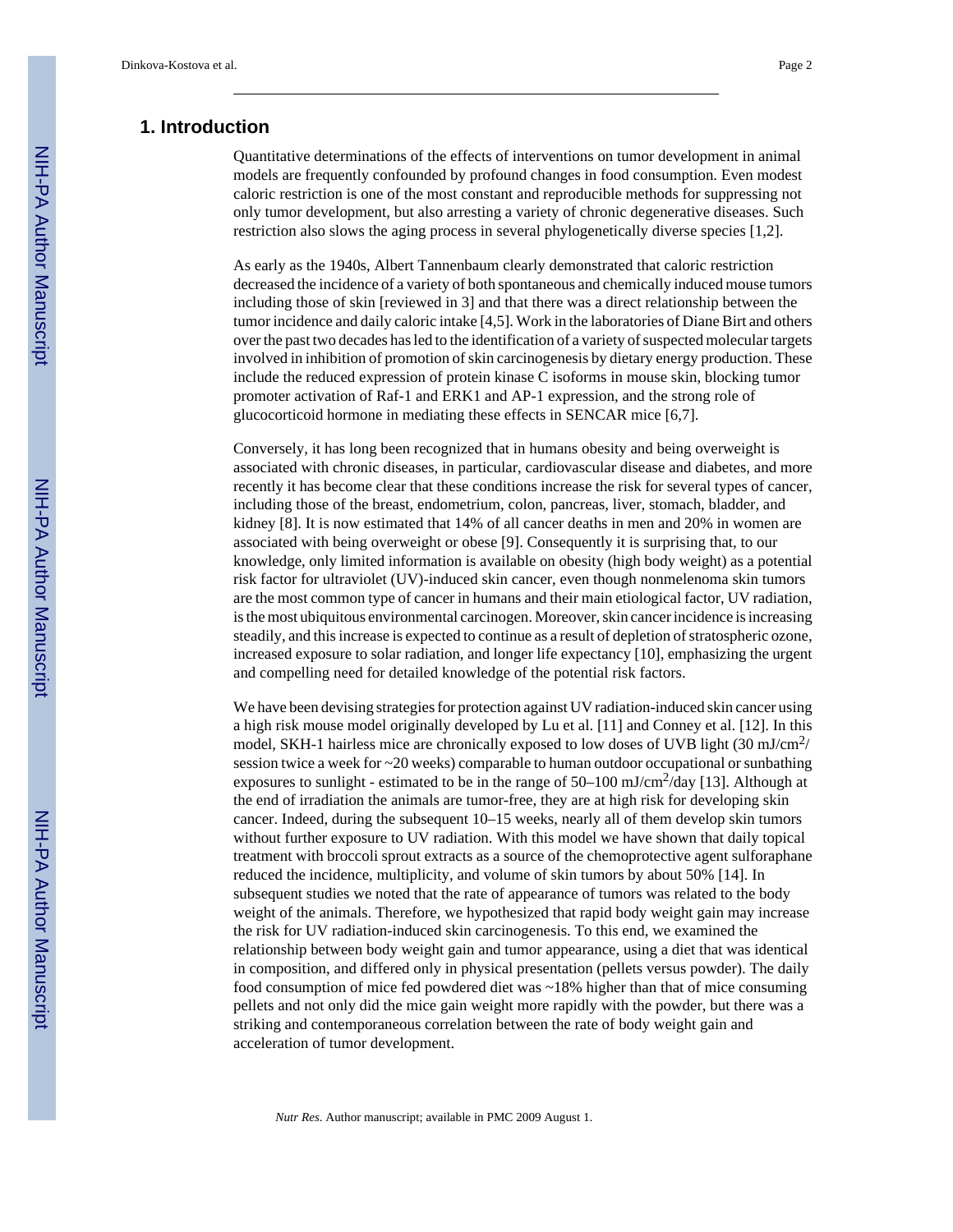## 1. Introduction

Quantitative determinations of the effects of interventions on tumor development in animal models are frequently confounded by profound changes in food consumption. Even modest caloric restriction is one of the most constant and reproducible methods for suppressing not only tumor development, but also arresting a variety of chronic degenerative diseases. Such restriction also slows the aging process in several phylogenetically diverse species [1,2].

As early as the 1940s, Albert Tannenbaum clearly demonstrated that caloric restriction decreased the incidence of a variety of both spontaneous and chemically induced mouse tumors including those of skin [reviewed in 3] and that there was a direct relationship between the tumor incidence and daily caloric intake [4,5]. Work in the laboratories of Diane Birt and others over the past two decades has led to the identification of a variety of suspected molecular targets involved in inhibition of promotion of skin carcinogenesis by dietary energy production. These include the reduced expression of protein kinase C isoforms in mouse skin, blocking tumor promoter activation of Raf-1 and ERK1 and AP-1 expression, and the strong role of glucocorticoid hormone in mediating these effects in SENCAR mice [6,7].

Conversely, it has long been recognized that in humans obesity and being overweight is associated with chronic diseases, in particular, cardiovascular disease and diabetes, and more recently it has become clear that these conditions increase the risk for several types of cancer, including those of the breast, endometrium, colon, pancreas, liver, stomach, bladder, and kidney [8]. It is now estimated that 14% of all cancer deaths in men and 20% in women are associated with being overweight or obese [9]. Consequently it is surprising that, to our knowledge, only limited information is available on obesity (high body weight) as a potential risk factor for ultraviolet (UV)-induced skin cancer, even though nonmelenoma skin tumors are the most common type of cancer in humans and their main etiological factor, UV radiation, is the most ubiquitous environmental carcinogen. Moreover, skin cancer incidence is increasing steadily, and this increase is expected to continue as a result of depletion of stratospheric ozone, increased exposure to solar radiation, and longer life expectancy [10], emphasizing the urgent and compelling need for detailed knowledge of the potential risk factors.

We have been devising strategies for protection against UV radiation-induced skin cancer using a high risk mouse model originally developed by Lu et al. [11] and Conney et al. [12]. In this model, SKH-1 hairless mice are chronically exposed to low doses of UVB light (30 mJ/cm$^2$/session twice a week for ~20 weeks) comparable to human outdoor occupational or sunbathing exposures to sunlight - estimated to be in the range of 50–100 mJ/cm$^2$/day [13]. Although at the end of irradiation the animals are tumor-free, they are at high risk for developing skin cancer. Indeed, during the subsequent 10–15 weeks, nearly all of them develop skin tumors without further exposure to UV radiation. With this model we have shown that daily topical treatment with broccoli sprout extracts as a source of the chemoprotective agent sulforaphane reduced the incidence, multiplicity, and volume of skin tumors by about 50% [14]. In subsequent studies we noted that the rate of appearance of tumors was related to the body weight of the animals. Therefore, we hypothesized that rapid body weight gain may increase the risk for UV radiation-induced skin carcinogenesis. To this end, we examined the relationship between body weight gain and tumor appearance, using a diet that was identical in composition, and differed only in physical presentation (pellets versus powder). The daily food consumption of mice fed powdered diet was ~18% higher than that of mice consuming pellets and not only did the mice gain weight more rapidly with the powder, but there was a striking and contemporaneous correlation between the rate of body weight gain and acceleration of tumor development.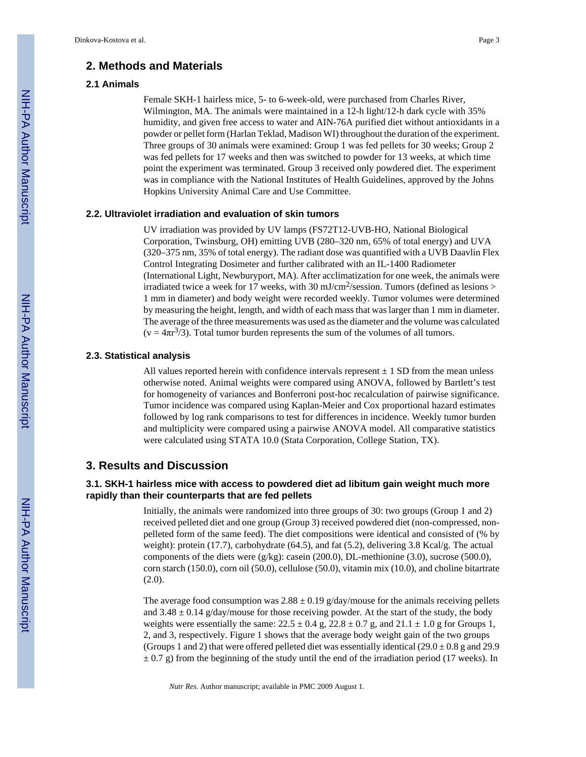## 2. Methods and Materials

### 2.1 Animals

Female SKH-1 hairless mice, 5- to 6-week-old, were purchased from Charles River, Wilmington, MA. The animals were maintained in a 12-h light/12-h dark cycle with 35% humidity, and given free access to water and AIN-76A purified diet without antioxidants in a powder or pellet form (Harlan Teklad, Madison WI) throughout the duration of the experiment. Three groups of 30 animals were examined: Group 1 was fed pellets for 30 weeks; Group 2 was fed pellets for 17 weeks and then was switched to powder for 13 weeks, at which time point the experiment was terminated. Group 3 received only powdered diet. The experiment was in compliance with the National Institutes of Health Guidelines, approved by the Johns Hopkins University Animal Care and Use Committee.

### 2.2. Ultraviolet irradiation and evaluation of skin tumors

UV irradiation was provided by UV lamps (FS72T12-UVB-HO, National Biological Corporation, Twinsburg, OH) emitting UVB (280–320 nm, 65% of total energy) and UVA (320–375 nm, 35% of total energy). The radiant dose was quantified with a UVB Daavlin Flex Control Integrating Dosimeter and further calibrated with an IL-1400 Radiometer (International Light, Newburyport, MA). After acclimatization for one week, the animals were irradiated twice a week for 17 weeks, with 30 mJ/cm$^2$/session. Tumors (defined as lesions > 1 mm in diameter) and body weight were recorded weekly. Tumor volumes were determined by measuring the height, length, and width of each mass that was larger than 1 mm in diameter. The average of the three measurements was used as the diameter and the volume was calculated ($v = 4\pi r^3/3$). Total tumor burden represents the sum of the volumes of all tumors.

### 2.3. Statistical analysis

All values reported herein with confidence intervals represent ± 1 SD from the mean unless otherwise noted. Animal weights were compared using ANOVA, followed by Bartlett's test for homogeneity of variances and Bonferroni post-hoc recalculation of pairwise significance. Tumor incidence was compared using Kaplan-Meier and Cox proportional hazard estimates followed by log rank comparisons to test for differences in incidence. Weekly tumor burden and multiplicity were compared using a pairwise ANOVA model. All comparative statistics were calculated using STATA 10.0 (Stata Corporation, College Station, TX).

## 3. Results and Discussion

### 3.1. SKH-1 hairless mice with access to powdered diet ad libitum gain weight much more rapidly than their counterparts that are fed pellets

Initially, the animals were randomized into three groups of 30: two groups (Group 1 and 2) received pelleted diet and one group (Group 3) received powdered diet (non-compressed, non-pelleted form of the same feed). The diet compositions were identical and consisted of (% by weight): protein (17.7), carbohydrate (64.5), and fat (5.2), delivering 3.8 Kcal/g. The actual components of the diets were (g/kg): casein (200.0), DL-methionine (3.0), sucrose (500.0), corn starch (150.0), corn oil (50.0), cellulose (50.0), vitamin mix (10.0), and choline bitartrate (2.0).

The average food consumption was 2.88 ± 0.19 g/day/mouse for the animals receiving pellets and 3.48 ± 0.14 g/day/mouse for those receiving powder. At the start of the study, the body weights were essentially the same: 22.5 ± 0.4 g, 22.8 ± 0.7 g, and 21.1 ± 1.0 g for Groups 1, 2, and 3, respectively. Figure 1 shows that the average body weight gain of the two groups (Groups 1 and 2) that were offered pelleted diet was essentially identical (29.0 ± 0.8 g and 29.9 ± 0.7 g) from the beginning of the study until the end of the irradiation period (17 weeks). In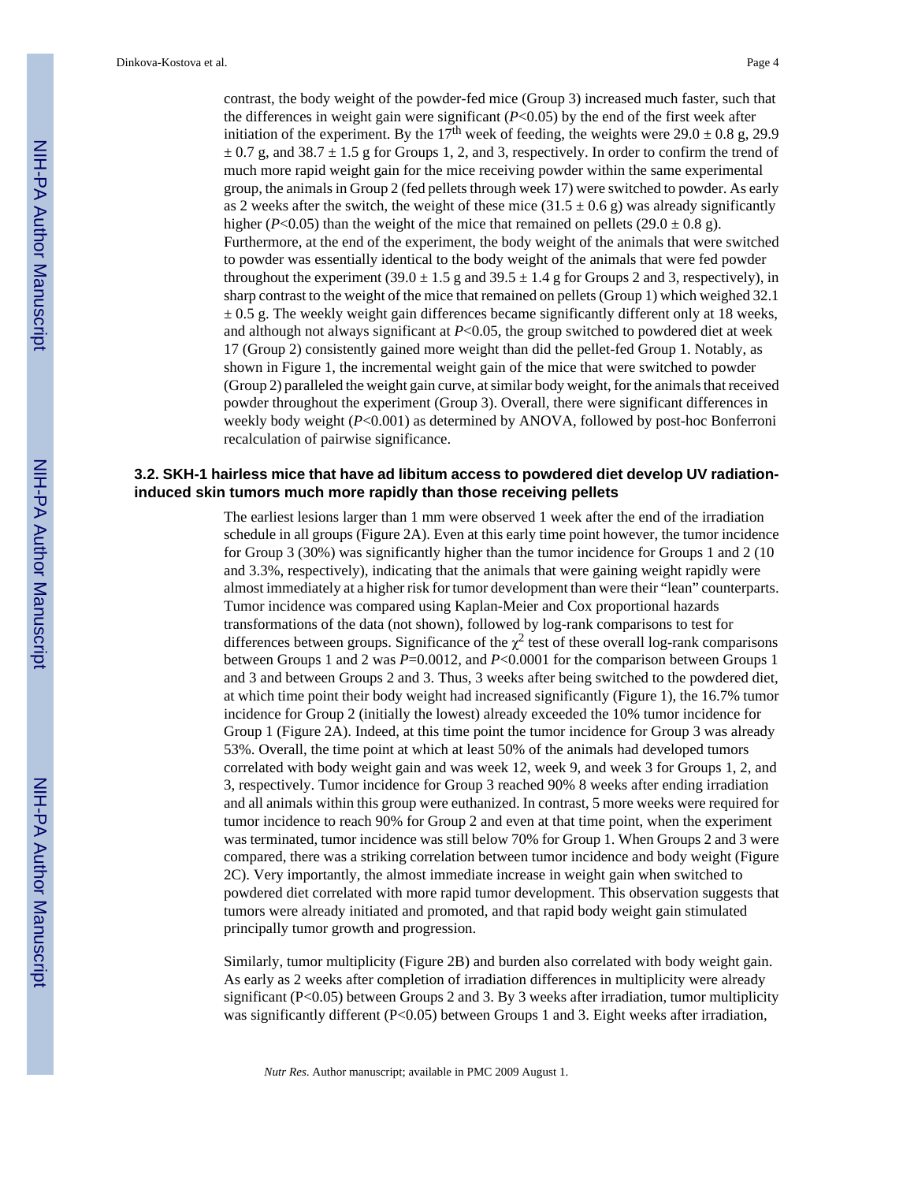contrast, the body weight of the powder-fed mice (Group 3) increased much faster, such that the differences in weight gain were significant (*P*<0.05) by the end of the first week after initiation of the experiment. By the 17[th] week of feeding, the weights were 29.0 ± 0.8 g, 29.9 ± 0.7 g, and 38.7 ± 1.5 g for Groups 1, 2, and 3, respectively. In order to confirm the trend of much more rapid weight gain for the mice receiving powder within the same experimental group, the animals in Group 2 (fed pellets through week 17) were switched to powder. As early as 2 weeks after the switch, the weight of these mice (31.5 ± 0.6 g) was already significantly higher (*P*<0.05) than the weight of the mice that remained on pellets (29.0 ± 0.8 g). Furthermore, at the end of the experiment, the body weight of the animals that were switched to powder was essentially identical to the body weight of the animals that were fed powder throughout the experiment (39.0 ± 1.5 g and 39.5 ± 1.4 g for Groups 2 and 3, respectively), in sharp contrast to the weight of the mice that remained on pellets (Group 1) which weighed 32.1 ± 0.5 g. The weekly weight gain differences became significantly different only at 18 weeks, and although not always significant at *P*<0.05, the group switched to powdered diet at week 17 (Group 2) consistently gained more weight than did the pellet-fed Group 1. Notably, as shown in Figure 1, the incremental weight gain of the mice that were switched to powder (Group 2) paralleled the weight gain curve, at similar body weight, for the animals that received powder throughout the experiment (Group 3). Overall, there were significant differences in weekly body weight (*P*<0.001) as determined by ANOVA, followed by post-hoc Bonferroni recalculation of pairwise significance.

### 3.2. SKH-1 hairless mice that have ad libitum access to powdered diet develop UV radiation-induced skin tumors much more rapidly than those receiving pellets

The earliest lesions larger than 1 mm were observed 1 week after the end of the irradiation schedule in all groups (Figure 2A). Even at this early time point however, the tumor incidence for Group 3 (30%) was significantly higher than the tumor incidence for Groups 1 and 2 (10 and 3.3%, respectively), indicating that the animals that were gaining weight rapidly were almost immediately at a higher risk for tumor development than were their "lean" counterparts. Tumor incidence was compared using Kaplan-Meier and Cox proportional hazards transformations of the data (not shown), followed by log-rank comparisons to test for differences between groups. Significance of the $\chi^2$ test of these overall log-rank comparisons between Groups 1 and 2 was *P*=0.0012, and *P*<0.0001 for the comparison between Groups 1 and 3 and between Groups 2 and 3. Thus, 3 weeks after being switched to the powdered diet, at which time point their body weight had increased significantly (Figure 1), the 16.7% tumor incidence for Group 2 (initially the lowest) already exceeded the 10% tumor incidence for Group 1 (Figure 2A). Indeed, at this time point the tumor incidence for Group 3 was already 53%. Overall, the time point at which at least 50% of the animals had developed tumors correlated with body weight gain and was week 12, week 9, and week 3 for Groups 1, 2, and 3, respectively. Tumor incidence for Group 3 reached 90% 8 weeks after ending irradiation and all animals within this group were euthanized. In contrast, 5 more weeks were required for tumor incidence to reach 90% for Group 2 and even at that time point, when the experiment was terminated, tumor incidence was still below 70% for Group 1. When Groups 2 and 3 were compared, there was a striking correlation between tumor incidence and body weight (Figure 2C). Very importantly, the almost immediate increase in weight gain when switched to powdered diet correlated with more rapid tumor development. This observation suggests that tumors were already initiated and promoted, and that rapid body weight gain stimulated principally tumor growth and progression.

Similarly, tumor multiplicity (Figure 2B) and burden also correlated with body weight gain. As early as 2 weeks after completion of irradiation differences in multiplicity were already significant (P<0.05) between Groups 2 and 3. By 3 weeks after irradiation, tumor multiplicity was significantly different (P<0.05) between Groups 1 and 3. Eight weeks after irradiation,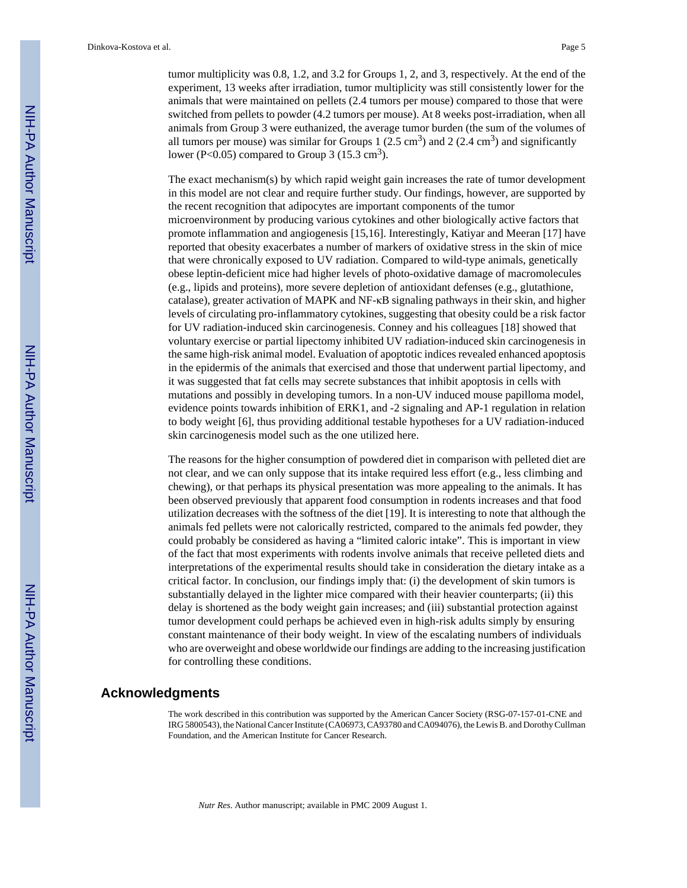tumor multiplicity was 0.8, 1.2, and 3.2 for Groups 1, 2, and 3, respectively. At the end of the experiment, 13 weeks after irradiation, tumor multiplicity was still consistently lower for the animals that were maintained on pellets (2.4 tumors per mouse) compared to those that were switched from pellets to powder (4.2 tumors per mouse). At 8 weeks post-irradiation, when all animals from Group 3 were euthanized, the average tumor burden (the sum of the volumes of all tumors per mouse) was similar for Groups 1 (2.5 $cm^3$) and 2 (2.4 $cm^3$) and significantly lower ($P<0.05$) compared to Group 3 (15.3 $cm^3$).

The exact mechanism(s) by which rapid weight gain increases the rate of tumor development in this model are not clear and require further study. Our findings, however, are supported by the recent recognition that adipocytes are important components of the tumor microenvironment by producing various cytokines and other biologically active factors that promote inflammation and angiogenesis [15,16]. Interestingly, Katiyar and Meeran [17] have reported that obesity exacerbates a number of markers of oxidative stress in the skin of mice that were chronically exposed to UV radiation. Compared to wild-type animals, genetically obese leptin-deficient mice had higher levels of photo-oxidative damage of macromolecules (e.g., lipids and proteins), more severe depletion of antioxidant defenses (e.g., glutathione, catalase), greater activation of MAPK and NF-κB signaling pathways in their skin, and higher levels of circulating pro-inflammatory cytokines, suggesting that obesity could be a risk factor for UV radiation-induced skin carcinogenesis. Conney and his colleagues [18] showed that voluntary exercise or partial lipectomy inhibited UV radiation-induced skin carcinogenesis in the same high-risk animal model. Evaluation of apoptotic indices revealed enhanced apoptosis in the epidermis of the animals that exercised and those that underwent partial lipectomy, and it was suggested that fat cells may secrete substances that inhibit apoptosis in cells with mutations and possibly in developing tumors. In a non-UV induced mouse papilloma model, evidence points towards inhibition of ERK1, and -2 signaling and AP-1 regulation in relation to body weight [6], thus providing additional testable hypotheses for a UV radiation-induced skin carcinogenesis model such as the one utilized here.

The reasons for the higher consumption of powdered diet in comparison with pelleted diet are not clear, and we can only suppose that its intake required less effort (e.g., less climbing and chewing), or that perhaps its physical presentation was more appealing to the animals. It has been observed previously that apparent food consumption in rodents increases and that food utilization decreases with the softness of the diet [19]. It is interesting to note that although the animals fed pellets were not calorically restricted, compared to the animals fed powder, they could probably be considered as having a "limited caloric intake". This is important in view of the fact that most experiments with rodents involve animals that receive pelleted diets and interpretations of the experimental results should take in consideration the dietary intake as a critical factor. In conclusion, our findings imply that: (i) the development of skin tumors is substantially delayed in the lighter mice compared with their heavier counterparts; (ii) this delay is shortened as the body weight gain increases; and (iii) substantial protection against tumor development could perhaps be achieved even in high-risk adults simply by ensuring constant maintenance of their body weight. In view of the escalating numbers of individuals who are overweight and obese worldwide our findings are adding to the increasing justification for controlling these conditions.

## Acknowledgments

The work described in this contribution was supported by the American Cancer Society (RSG-07-157-01-CNE and IRG 5800543), the National Cancer Institute (CA06973, CA93780 and CA094076), the Lewis B. and Dorothy Cullman Foundation, and the American Institute for Cancer Research.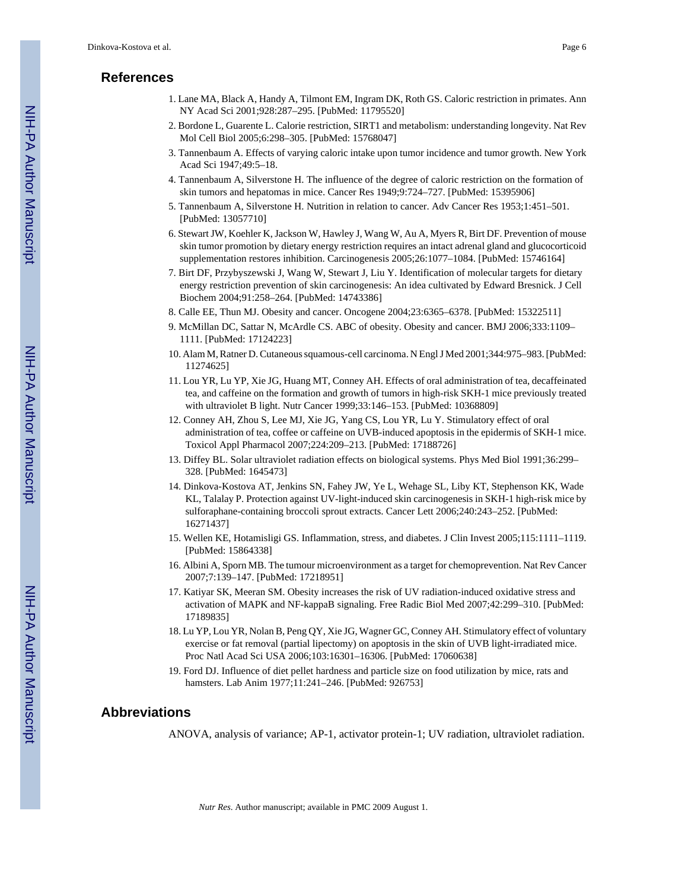## References

1. Lane MA, Black A, Handy A, Tilmont EM, Ingram DK, Roth GS. Caloric restriction in primates. Ann NY Acad Sci 2001;928:287–295. [PubMed: 11795520]
2. Bordone L, Guarente L. Calorie restriction, SIRT1 and metabolism: understanding longevity. Nat Rev Mol Cell Biol 2005;6:298–305. [PubMed: 15768047]
3. Tannenbaum A. Effects of varying caloric intake upon tumor incidence and tumor growth. New York Acad Sci 1947;49:5–18.
4. Tannenbaum A, Silverstone H. The influence of the degree of caloric restriction on the formation of skin tumors and hepatomas in mice. Cancer Res 1949;9:724–727. [PubMed: 15395906]
5. Tannenbaum A, Silverstone H. Nutrition in relation to cancer. Adv Cancer Res 1953;1:451–501. [PubMed: 13057710]
6. Stewart JW, Koehler K, Jackson W, Hawley J, Wang W, Au A, Myers R, Birt DF. Prevention of mouse skin tumor promotion by dietary energy restriction requires an intact adrenal gland and glucocorticoid supplementation restores inhibition. Carcinogenesis 2005;26:1077–1084. [PubMed: 15746164]
7. Birt DF, Przybyszewski J, Wang W, Stewart J, Liu Y. Identification of molecular targets for dietary energy restriction prevention of skin carcinogenesis: An idea cultivated by Edward Bresnick. J Cell Biochem 2004;91:258–264. [PubMed: 14743386]
8. Calle EE, Thun MJ. Obesity and cancer. Oncogene 2004;23:6365–6378. [PubMed: 15322511]
9. McMillan DC, Sattar N, McArdle CS. ABC of obesity. Obesity and cancer. BMJ 2006;333:1109–1111. [PubMed: 17124223]
10. Alam M, Ratner D. Cutaneous squamous-cell carcinoma. N Engl J Med 2001;344:975–983. [PubMed: 11274625]
11. Lou YR, Lu YP, Xie JG, Huang MT, Conney AH. Effects of oral administration of tea, decaffeinated tea, and caffeine on the formation and growth of tumors in high-risk SKH-1 mice previously treated with ultraviolet B light. Nutr Cancer 1999;33:146–153. [PubMed: 10368809]
12. Conney AH, Zhou S, Lee MJ, Xie JG, Yang CS, Lou YR, Lu Y. Stimulatory effect of oral administration of tea, coffee or caffeine on UVB-induced apoptosis in the epidermis of SKH-1 mice. Toxicol Appl Pharmacol 2007;224:209–213. [PubMed: 17188726]
13. Diffey BL. Solar ultraviolet radiation effects on biological systems. Phys Med Biol 1991;36:299–328. [PubMed: 1645473]
14. Dinkova-Kostova AT, Jenkins SN, Fahey JW, Ye L, Wehage SL, Liby KT, Stephenson KK, Wade KL, Talalay P. Protection against UV-light-induced skin carcinogenesis in SKH-1 high-risk mice by sulforaphane-containing broccoli sprout extracts. Cancer Lett 2006;240:243–252. [PubMed: 16271437]
15. Wellen KE, Hotamisligi GS. Inflammation, stress, and diabetes. J Clin Invest 2005;115:1111–1119. [PubMed: 15864338]
16. Albini A, Sporn MB. The tumour microenvironment as a target for chemoprevention. Nat Rev Cancer 2007;7:139–147. [PubMed: 17218951]
17. Katiyar SK, Meeran SM. Obesity increases the risk of UV radiation-induced oxidative stress and activation of MAPK and NF-kappaB signaling. Free Radic Biol Med 2007;42:299–310. [PubMed: 17189835]
18. Lu YP, Lou YR, Nolan B, Peng QY, Xie JG, Wagner GC, Conney AH. Stimulatory effect of voluntary exercise or fat removal (partial lipectomy) on apoptosis in the skin of UVB light-irradiated mice. Proc Natl Acad Sci USA 2006;103:16301–16306. [PubMed: 17060638]
19. Ford DJ. Influence of diet pellet hardness and particle size on food utilization by mice, rats and hamsters. Lab Anim 1977;11:241–246. [PubMed: 926753]

## Abbreviations

ANOVA, analysis of variance; AP-1, activator protein-1; UV radiation, ultraviolet radiation.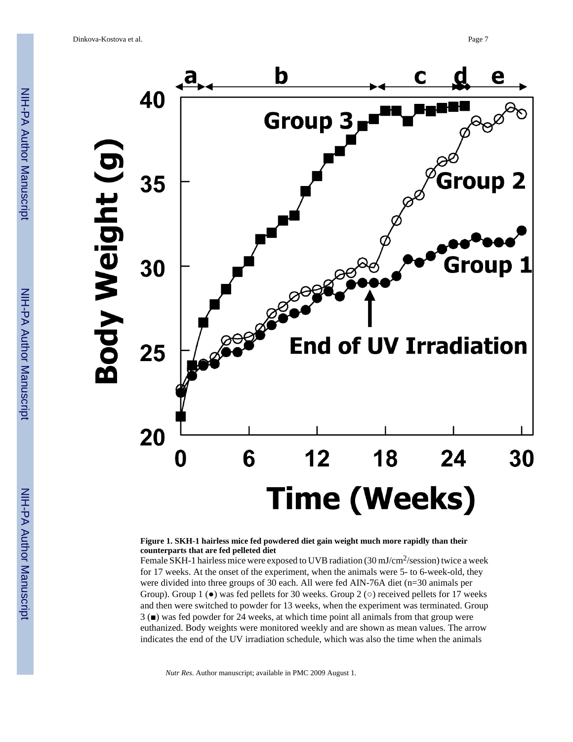**Figure 1. SKH-1 hairless mice fed powdered diet gain weight much more rapidly than their counterparts that are fed pelleted diet**

Female SKH-1 hairless mice were exposed to UVB radiation (30 mJ/cm$^2$/session) twice a week for 17 weeks. At the onset of the experiment, when the animals were 5- to 6-week-old, they were divided into three groups of 30 each. All were fed AIN-76A diet (n=30 animals per Group). Group 1 (●) was fed pellets for 30 weeks. Group 2 (○) received pellets for 17 weeks and then were switched to powder for 13 weeks, when the experiment was terminated. Group 3 (■) was fed powder for 24 weeks, at which time point all animals from that group were euthanized. Body weights were monitored weekly and are shown as mean values. The arrow indicates the end of the UV irradiation schedule, which was also the time when the animals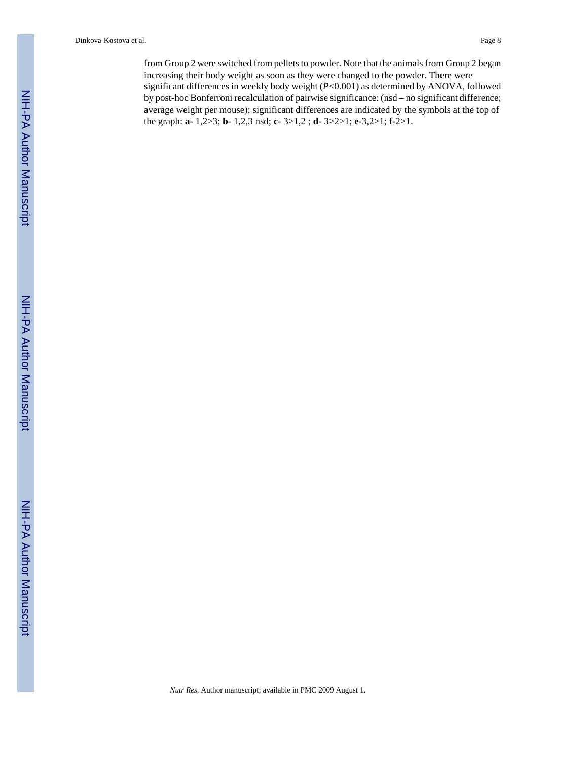from Group 2 were switched from pellets to powder. Note that the animals from Group 2 began increasing their body weight as soon as they were changed to the powder. There were significant differences in weekly body weight ($P<0.001$) as determined by ANOVA, followed by post-hoc Bonferroni recalculation of pairwise significance: (nsd – no significant difference; average weight per mouse); significant differences are indicated by the symbols at the top of the graph: **a-** 1,2>3; **b-** 1,2,3 nsd; **c-** 3>1,2 ; **d-** 3>2>1; **e-**3,2>1; **f-**2>1.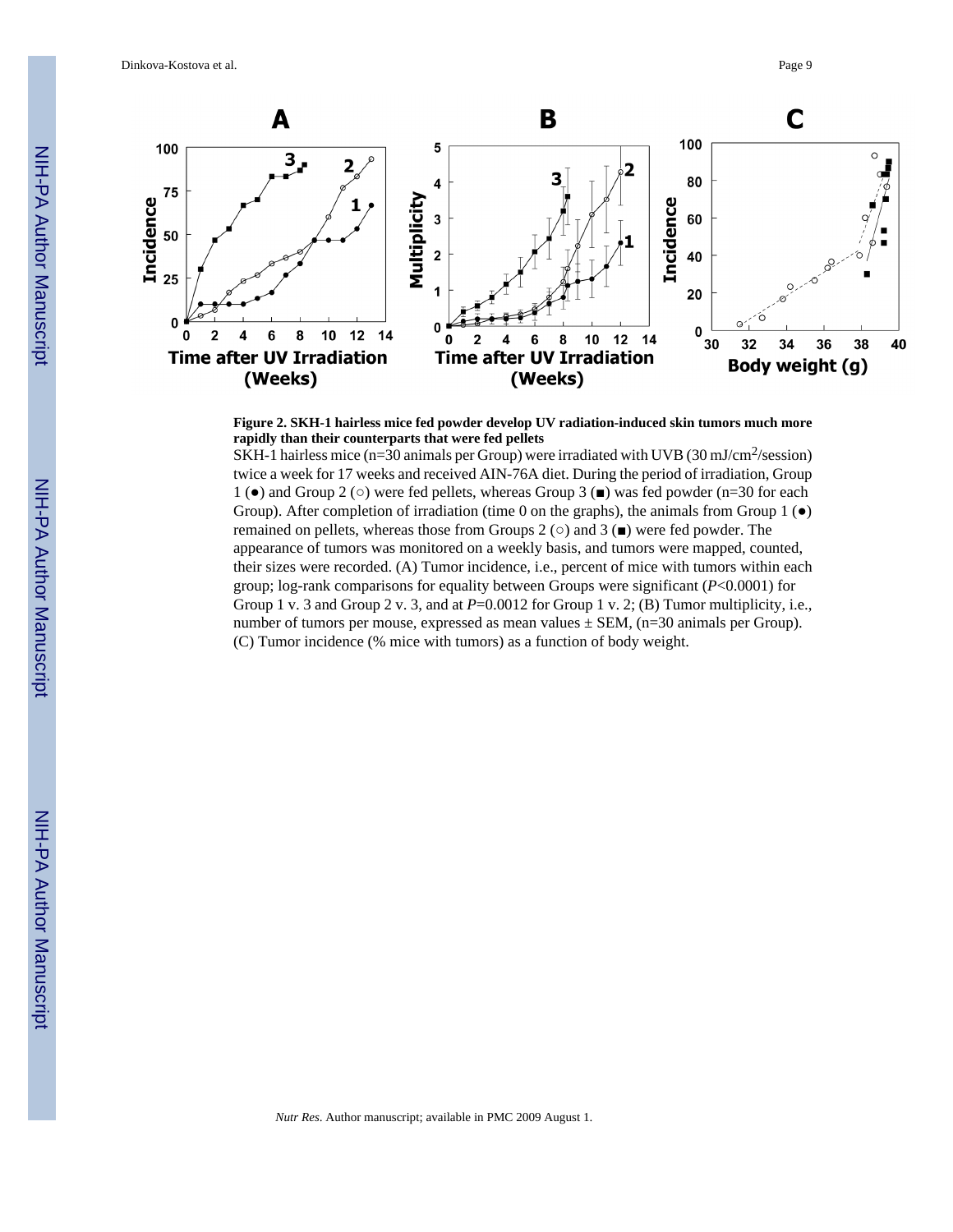A

100
75
50
25
0

Incidence

0 2 4 6 8 10 12 14

Time after UV Irradiation (Weeks)

3 2 1

B

5
4
3
2
1
0

Multiplicity

0 2 4 6 8 10 12 14

Time after UV Irradiation (Weeks)

3 2 1

C

100
80
60
40
20
0

Incidence

30 32 34 36 38 40

Body weight (g)

**Figure 2. SKH-1 hairless mice fed powder develop UV radiation-induced skin tumors much more rapidly than their counterparts that were fed pellets**

SKH-1 hairless mice (n=30 animals per Group) were irradiated with UVB (30 mJ/cm$^2$/session) twice a week for 17 weeks and received AIN-76A diet. During the period of irradiation, Group 1 (●) and Group 2 (○) were fed pellets, whereas Group 3 (■) was fed powder (n=30 for each Group). After completion of irradiation (time 0 on the graphs), the animals from Group 1 (●) remained on pellets, whereas those from Groups 2 (○) and 3 (■) were fed powder. The appearance of tumors was monitored on a weekly basis, and tumors were mapped, counted, their sizes were recorded. (A) Tumor incidence, i.e., percent of mice with tumors within each group; log-rank comparisons for equality between Groups were significant ($P$<0.0001) for Group 1 v. 3 and Group 2 v. 3, and at $P$=0.0012 for Group 1 v. 2; (B) Tumor multiplicity, i.e., number of tumors per mouse, expressed as mean values ± SEM, (n=30 animals per Group). (C) Tumor incidence (% mice with tumors) as a function of body weight.